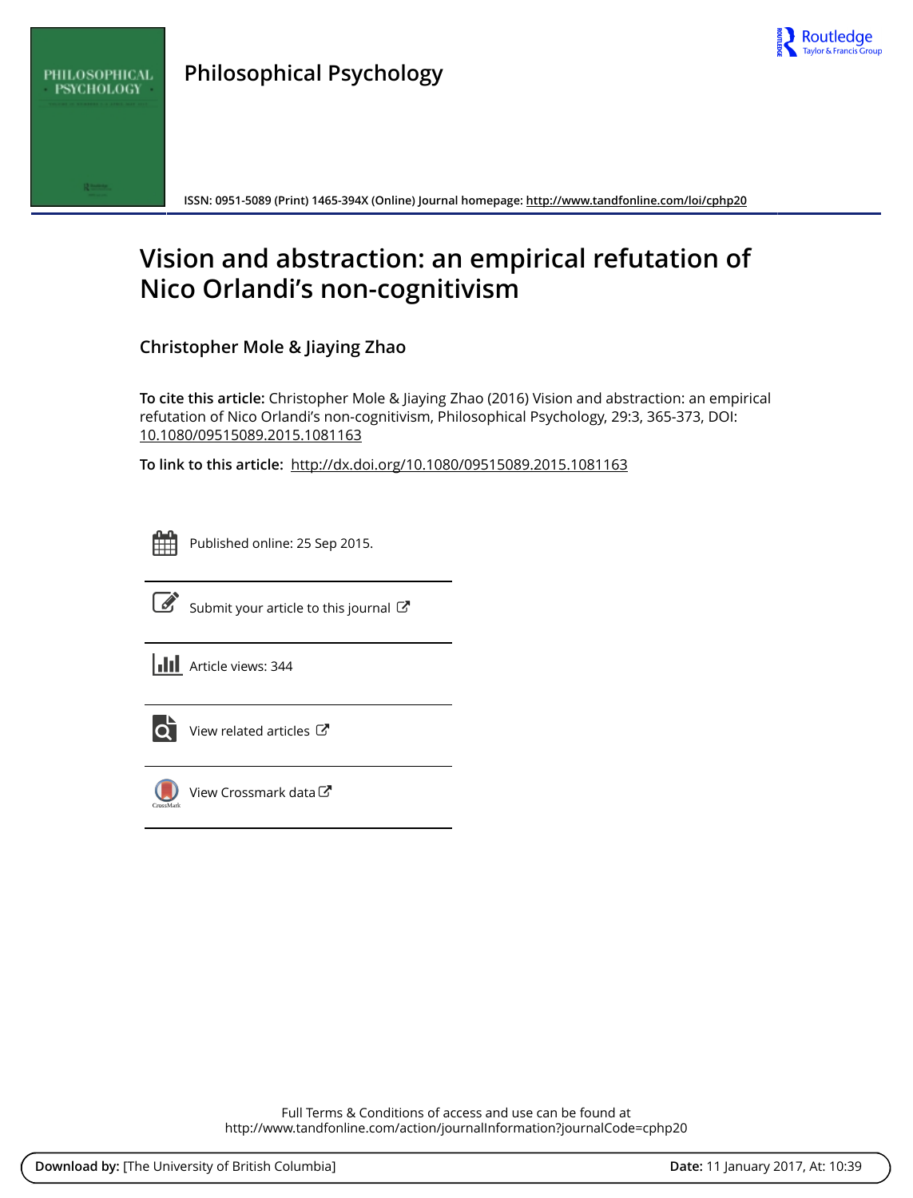# Philosophical Psychology

ISSN: 0951-5089 (Print) 1465-394X (Online) Journal homepage: http://www.tandfonline.com/loi/cphp20

# Vision and abstraction: an empirical refutation of Nico Orlandi's non-cognitivism

**Christopher Mole & Jiaying Zhao**

**To cite this article:** Christopher Mole & Jiaying Zhao (2016) Vision and abstraction: an empirical refutation of Nico Orlandi's non-cognitivism, Philosophical Psychology, 29:3, 365-373, DOI: 10.1080/09515089.2015.1081163

**To link to this article:** http://dx.doi.org/10.1080/09515089.2015.1081163

Published online: 25 Sep 2015.

Submit your article to this journal

Article views: 344

View related articles

View Crossmark data

Full Terms & Conditions of access and use can be found at
http://www.tandfonline.com/action/journalInformation?journalCode=cphp20

**Download by:** [The University of British Columbia] **Date:** 11 January 2017, At: 10:39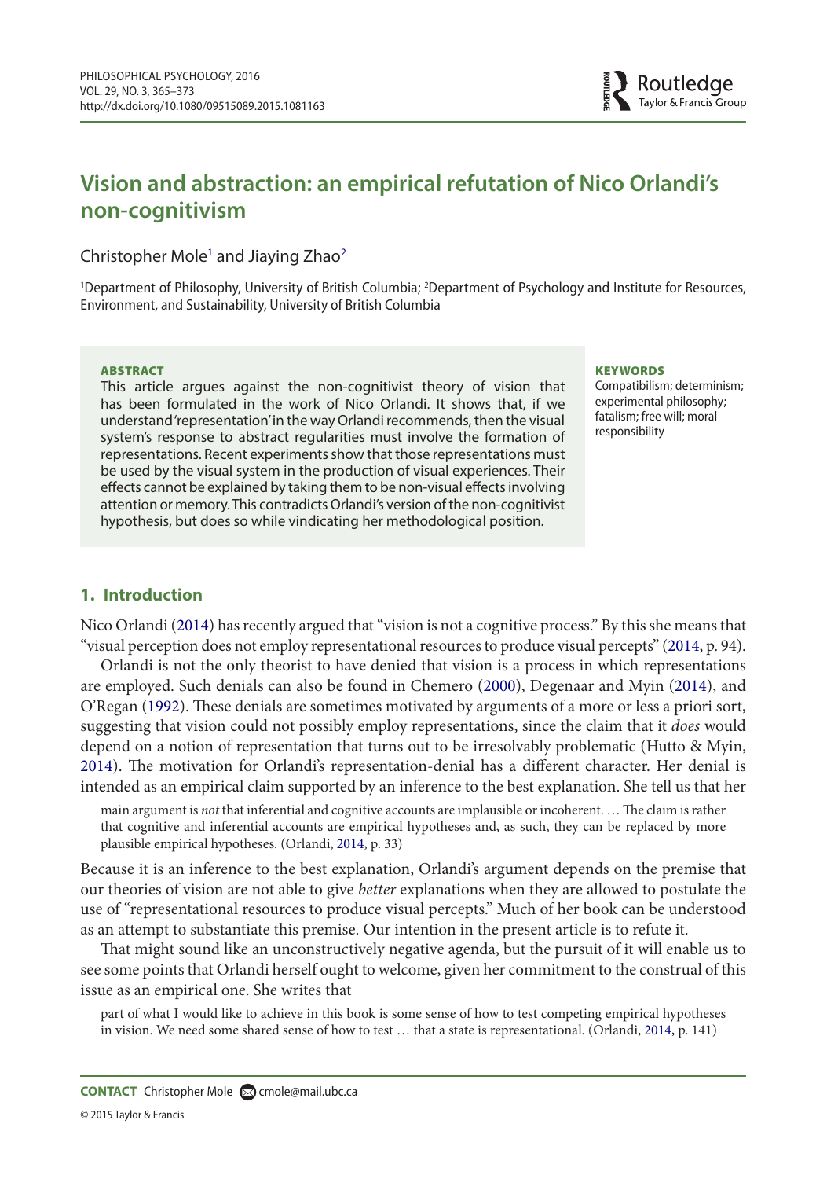# Vision and abstraction: an empirical refutation of Nico Orlandi's non-cognitivism

Christopher Mole[1] and Jiaying Zhao[2]

[1]Department of Philosophy, University of British Columbia; [2]Department of Psychology and Institute for Resources, Environment, and Sustainability, University of British Columbia

**ABSTRACT**

This article argues against the non-cognitivist theory of vision that has been formulated in the work of Nico Orlandi. It shows that, if we understand 'representation' in the way Orlandi recommends, then the visual system's response to abstract regularities must involve the formation of representations. Recent experiments show that those representations must be used by the visual system in the production of visual experiences. Their effects cannot be explained by taking them to be non-visual effects involving attention or memory. This contradicts Orlandi's version of the non-cognitivist hypothesis, but does so while vindicating her methodological position.

**KEYWORDS**

Compatibilism; determinism; experimental philosophy; fatalism; free will; moral responsibility

## 1. Introduction

Nico Orlandi (2014) has recently argued that "vision is not a cognitive process." By this she means that "visual perception does not employ representational resources to produce visual percepts" (2014, p. 94).

Orlandi is not the only theorist to have denied that vision is a process in which representations are employed. Such denials can also be found in Chemero (2000), Degenaar and Myin (2014), and O'Regan (1992). These denials are sometimes motivated by arguments of a more or less a priori sort, suggesting that vision could not possibly employ representations, since the claim that it *does* would depend on a notion of representation that turns out to be irresolvably problematic (Hutto & Myin, 2014). The motivation for Orlandi's representation-denial has a different character. Her denial is intended as an empirical claim supported by an inference to the best explanation. She tell us that her

> main argument is *not* that inferential and cognitive accounts are implausible or incoherent. … The claim is rather that cognitive and inferential accounts are empirical hypotheses and, as such, they can be replaced by more plausible empirical hypotheses. (Orlandi, 2014, p. 33)

Because it is an inference to the best explanation, Orlandi's argument depends on the premise that our theories of vision are not able to give *better* explanations when they are allowed to postulate the use of "representational resources to produce visual percepts." Much of her book can be understood as an attempt to substantiate this premise. Our intention in the present article is to refute it.

That might sound like an unconstructively negative agenda, but the pursuit of it will enable us to see some points that Orlandi herself ought to welcome, given her commitment to the construal of this issue as an empirical one. She writes that

> part of what I would like to achieve in this book is some sense of how to test competing empirical hypotheses in vision. We need some shared sense of how to test … that a state is representational. (Orlandi, 2014, p. 141)

**CONTACT** Christopher Mole cmole@mail.ubc.ca

© 2015 Taylor & Francis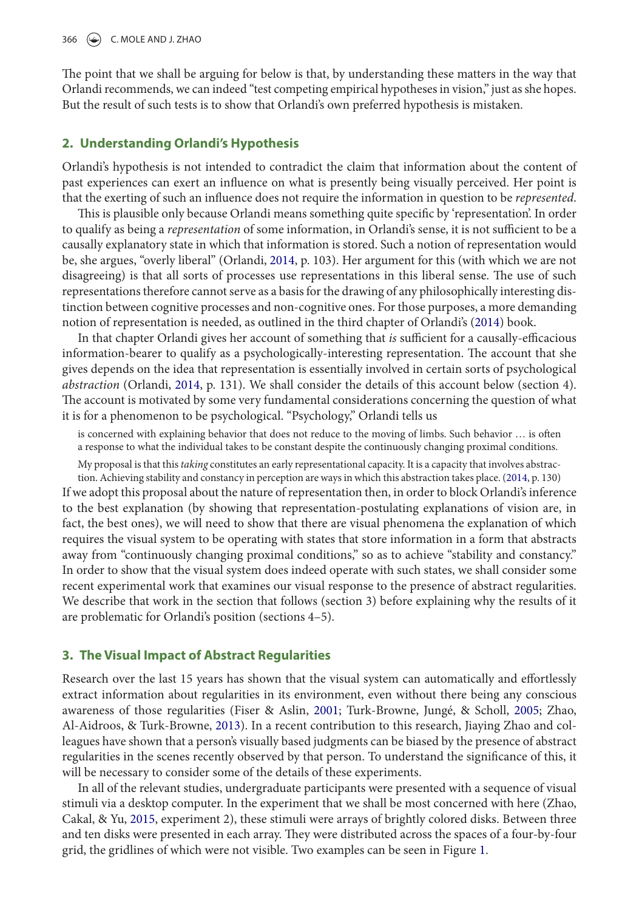The point that we shall be arguing for below is that, by understanding these matters in the way that Orlandi recommends, we can indeed "test competing empirical hypotheses in vision," just as she hopes. But the result of such tests is to show that Orlandi's own preferred hypothesis is mistaken.

## 2. Understanding Orlandi's Hypothesis

Orlandi's hypothesis is not intended to contradict the claim that information about the content of past experiences can exert an influence on what is presently being visually perceived. Her point is that the exerting of such an influence does not require the information in question to be *represented*.

This is plausible only because Orlandi means something quite specific by 'representation'. In order to qualify as being a *representation* of some information, in Orlandi's sense, it is not sufficient to be a causally explanatory state in which that information is stored. Such a notion of representation would be, she argues, "overly liberal" (Orlandi, 2014, p. 103). Her argument for this (with which we are not disagreeing) is that all sorts of processes use representations in this liberal sense. The use of such representations therefore cannot serve as a basis for the drawing of any philosophically interesting distinction between cognitive processes and non-cognitive ones. For those purposes, a more demanding notion of representation is needed, as outlined in the third chapter of Orlandi's (2014) book.

In that chapter Orlandi gives her account of something that *is* sufficient for a causally-efficacious information-bearer to qualify as a psychologically-interesting representation. The account that she gives depends on the idea that representation is essentially involved in certain sorts of psychological *abstraction* (Orlandi, 2014, p. 131). We shall consider the details of this account below (section 4). The account is motivated by some very fundamental considerations concerning the question of what it is for a phenomenon to be psychological. "Psychology," Orlandi tells us

> is concerned with explaining behavior that does not reduce to the moving of limbs. Such behavior … is often a response to what the individual takes to be constant despite the continuously changing proximal conditions.
>
> My proposal is that this *taking* constitutes an early representational capacity. It is a capacity that involves abstraction. Achieving stability and constancy in perception are ways in which this abstraction takes place. (2014, p. 130)

If we adopt this proposal about the nature of representation then, in order to block Orlandi's inference to the best explanation (by showing that representation-postulating explanations of vision are, in fact, the best ones), we will need to show that there are visual phenomena the explanation of which requires the visual system to be operating with states that store information in a form that abstracts away from "continuously changing proximal conditions," so as to achieve "stability and constancy." In order to show that the visual system does indeed operate with such states, we shall consider some recent experimental work that examines our visual response to the presence of abstract regularities. We describe that work in the section that follows (section 3) before explaining why the results of it are problematic for Orlandi's position (sections 4–5).

## 3. The Visual Impact of Abstract Regularities

Research over the last 15 years has shown that the visual system can automatically and effortlessly extract information about regularities in its environment, even without there being any conscious awareness of those regularities (Fiser & Aslin, 2001; Turk-Browne, Jungé, & Scholl, 2005; Zhao, Al-Aidroos, & Turk-Browne, 2013). In a recent contribution to this research, Jiaying Zhao and colleagues have shown that a person's visually based judgments can be biased by the presence of abstract regularities in the scenes recently observed by that person. To understand the significance of this, it will be necessary to consider some of the details of these experiments.

In all of the relevant studies, undergraduate participants were presented with a sequence of visual stimuli via a desktop computer. In the experiment that we shall be most concerned with here (Zhao, Cakal, & Yu, 2015, experiment 2), these stimuli were arrays of brightly colored disks. Between three and ten disks were presented in each array. They were distributed across the spaces of a four-by-four grid, the gridlines of which were not visible. Two examples can be seen in Figure 1.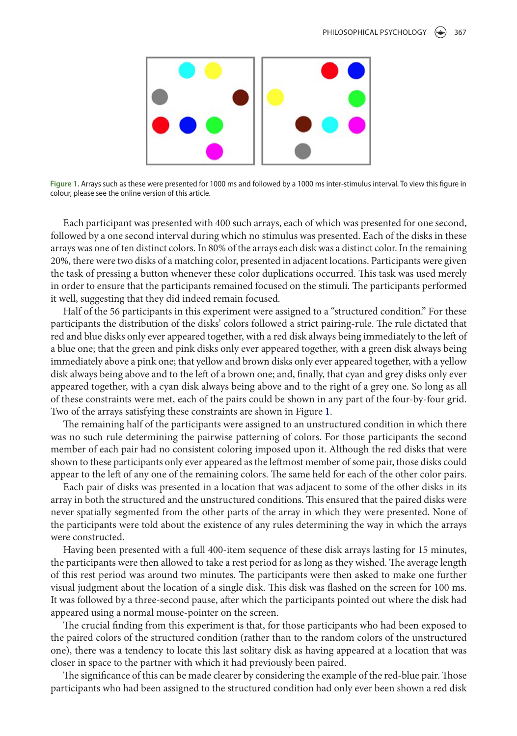Figure 1. Arrays such as these were presented for 1000 ms and followed by a 1000 ms inter-stimulus interval. To view this figure in colour, please see the online version of this article.

Each participant was presented with 400 such arrays, each of which was presented for one second, followed by a one second interval during which no stimulus was presented. Each of the disks in these arrays was one of ten distinct colors. In 80% of the arrays each disk was a distinct color. In the remaining 20%, there were two disks of a matching color, presented in adjacent locations. Participants were given the task of pressing a button whenever these color duplications occurred. This task was used merely in order to ensure that the participants remained focused on the stimuli. The participants performed it well, suggesting that they did indeed remain focused.

Half of the 56 participants in this experiment were assigned to a "structured condition." For these participants the distribution of the disks' colors followed a strict pairing-rule. The rule dictated that red and blue disks only ever appeared together, with a red disk always being immediately to the left of a blue one; that the green and pink disks only ever appeared together, with a green disk always being immediately above a pink one; that yellow and brown disks only ever appeared together, with a yellow disk always being above and to the left of a brown one; and, finally, that cyan and grey disks only ever appeared together, with a cyan disk always being above and to the right of a grey one. So long as all of these constraints were met, each of the pairs could be shown in any part of the four-by-four grid. Two of the arrays satisfying these constraints are shown in Figure 1.

The remaining half of the participants were assigned to an unstructured condition in which there was no such rule determining the pairwise patterning of colors. For those participants the second member of each pair had no consistent coloring imposed upon it. Although the red disks that were shown to these participants only ever appeared as the leftmost member of some pair, those disks could appear to the left of any one of the remaining colors. The same held for each of the other color pairs.

Each pair of disks was presented in a location that was adjacent to some of the other disks in its array in both the structured and the unstructured conditions. This ensured that the paired disks were never spatially segmented from the other parts of the array in which they were presented. None of the participants were told about the existence of any rules determining the way in which the arrays were constructed.

Having been presented with a full 400-item sequence of these disk arrays lasting for 15 minutes, the participants were then allowed to take a rest period for as long as they wished. The average length of this rest period was around two minutes. The participants were then asked to make one further visual judgment about the location of a single disk. This disk was flashed on the screen for 100 ms. It was followed by a three-second pause, after which the participants pointed out where the disk had appeared using a normal mouse-pointer on the screen.

The crucial finding from this experiment is that, for those participants who had been exposed to the paired colors of the structured condition (rather than to the random colors of the unstructured one), there was a tendency to locate this last solitary disk as having appeared at a location that was closer in space to the partner with which it had previously been paired.

The significance of this can be made clearer by considering the example of the red-blue pair. Those participants who had been assigned to the structured condition had only ever been shown a red disk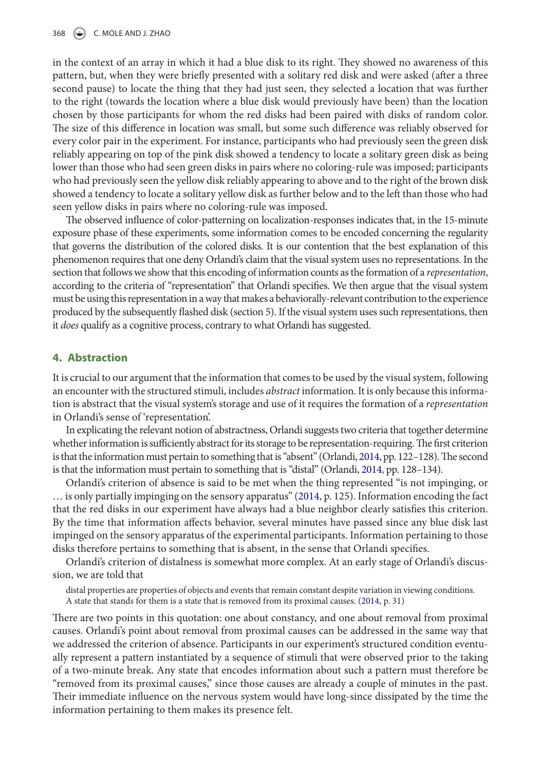in the context of an array in which it had a blue disk to its right. They showed no awareness of this pattern, but, when they were briefly presented with a solitary red disk and were asked (after a three second pause) to locate the thing that they had just seen, they selected a location that was further to the right (towards the location where a blue disk would previously have been) than the location chosen by those participants for whom the red disks had been paired with disks of random color. The size of this difference in location was small, but some such difference was reliably observed for every color pair in the experiment. For instance, participants who had previously seen the green disk reliably appearing on top of the pink disk showed a tendency to locate a solitary green disk as being lower than those who had seen green disks in pairs where no coloring-rule was imposed; participants who had previously seen the yellow disk reliably appearing to above and to the right of the brown disk showed a tendency to locate a solitary yellow disk as further below and to the left than those who had seen yellow disks in pairs where no coloring-rule was imposed.

The observed influence of color-patterning on localization-responses indicates that, in the 15-minute exposure phase of these experiments, some information comes to be encoded concerning the regularity that governs the distribution of the colored disks. It is our contention that the best explanation of this phenomenon requires that one deny Orlandi's claim that the visual system uses no representations. In the section that follows we show that this encoding of information counts as the formation of a *representation*, according to the criteria of "representation" that Orlandi specifies. We then argue that the visual system must be using this representation in a way that makes a behaviorally-relevant contribution to the experience produced by the subsequently flashed disk (section 5). If the visual system uses such representations, then it *does* qualify as a cognitive process, contrary to what Orlandi has suggested.

## 4. Abstraction

It is crucial to our argument that the information that comes to be used by the visual system, following an encounter with the structured stimuli, includes *abstract* information. It is only because this information is abstract that the visual system's storage and use of it requires the formation of a *representation* in Orlandi's sense of 'representation'.

In explicating the relevant notion of abstractness, Orlandi suggests two criteria that together determine whether information is sufficiently abstract for its storage to be representation-requiring. The first criterion is that the information must pertain to something that is "absent" (Orlandi, 2014, pp. 122–128). The second is that the information must pertain to something that is "distal" (Orlandi, 2014, pp. 128–134).

Orlandi's criterion of absence is said to be met when the thing represented "is not impinging, or … is only partially impinging on the sensory apparatus" (2014, p. 125). Information encoding the fact that the red disks in our experiment have always had a blue neighbor clearly satisfies this criterion. By the time that information affects behavior, several minutes have passed since any blue disk last impinged on the sensory apparatus of the experimental participants. Information pertaining to those disks therefore pertains to something that is absent, in the sense that Orlandi specifies.

Orlandi's criterion of distalness is somewhat more complex. At an early stage of Orlandi's discussion, we are told that

> distal properties are properties of objects and events that remain constant despite variation in viewing conditions. A state that stands for them is a state that is removed from its proximal causes. (2014, p. 31)

There are two points in this quotation: one about constancy, and one about removal from proximal causes. Orlandi's point about removal from proximal causes can be addressed in the same way that we addressed the criterion of absence. Participants in our experiment's structured condition eventually represent a pattern instantiated by a sequence of stimuli that were observed prior to the taking of a two-minute break. Any state that encodes information about such a pattern must therefore be "removed from its proximal causes," since those causes are already a couple of minutes in the past. Their immediate influence on the nervous system would have long-since dissipated by the time the information pertaining to them makes its presence felt.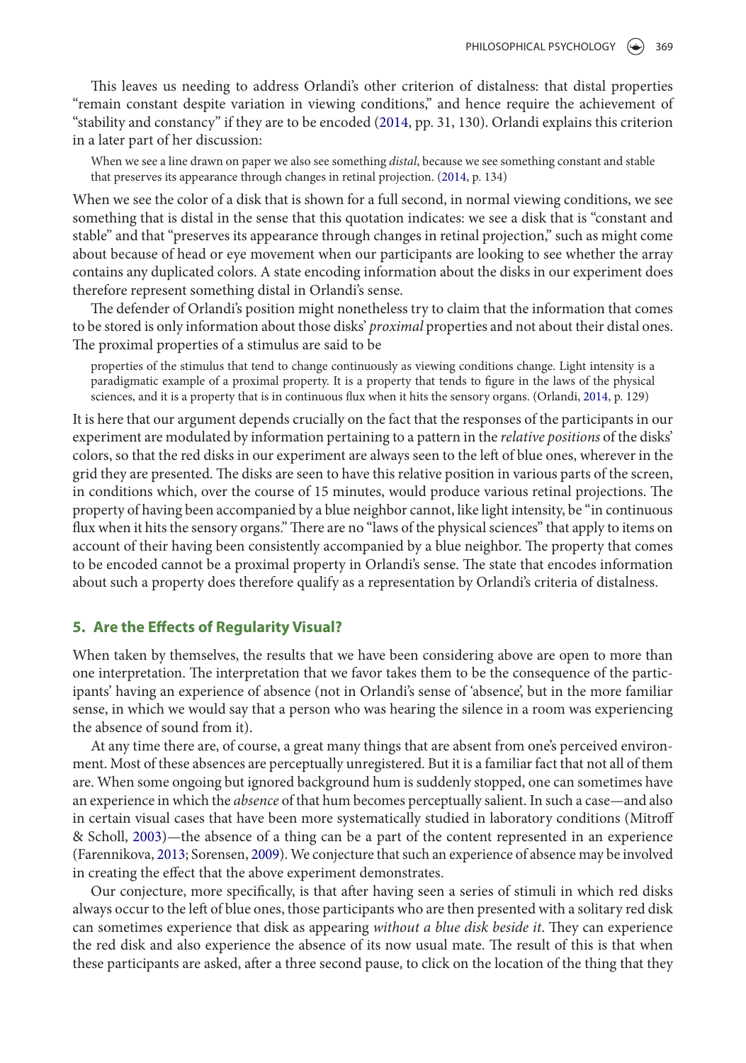This leaves us needing to address Orlandi's other criterion of distalness: that distal properties "remain constant despite variation in viewing conditions," and hence require the achievement of "stability and constancy" if they are to be encoded (2014, pp. 31, 130). Orlandi explains this criterion in a later part of her discussion:

> When we see a line drawn on paper we also see something *distal*, because we see something constant and stable that preserves its appearance through changes in retinal projection. (2014, p. 134)

When we see the color of a disk that is shown for a full second, in normal viewing conditions, we see something that is distal in the sense that this quotation indicates: we see a disk that is "constant and stable" and that "preserves its appearance through changes in retinal projection," such as might come about because of head or eye movement when our participants are looking to see whether the array contains any duplicated colors. A state encoding information about the disks in our experiment does therefore represent something distal in Orlandi's sense.

The defender of Orlandi's position might nonetheless try to claim that the information that comes to be stored is only information about those disks' *proximal* properties and not about their distal ones. The proximal properties of a stimulus are said to be

> properties of the stimulus that tend to change continuously as viewing conditions change. Light intensity is a paradigmatic example of a proximal property. It is a property that tends to figure in the laws of the physical sciences, and it is a property that is in continuous flux when it hits the sensory organs. (Orlandi, 2014, p. 129)

It is here that our argument depends crucially on the fact that the responses of the participants in our experiment are modulated by information pertaining to a pattern in the *relative positions* of the disks' colors, so that the red disks in our experiment are always seen to the left of blue ones, wherever in the grid they are presented. The disks are seen to have this relative position in various parts of the screen, in conditions which, over the course of 15 minutes, would produce various retinal projections. The property of having been accompanied by a blue neighbor cannot, like light intensity, be "in continuous flux when it hits the sensory organs." There are no "laws of the physical sciences" that apply to items on account of their having been consistently accompanied by a blue neighbor. The property that comes to be encoded cannot be a proximal property in Orlandi's sense. The state that encodes information about such a property does therefore qualify as a representation by Orlandi's criteria of distalness.

## 5. Are the Effects of Regularity Visual?

When taken by themselves, the results that we have been considering above are open to more than one interpretation. The interpretation that we favor takes them to be the consequence of the participants' having an experience of absence (not in Orlandi's sense of 'absence', but in the more familiar sense, in which we would say that a person who was hearing the silence in a room was experiencing the absence of sound from it).

At any time there are, of course, a great many things that are absent from one's perceived environment. Most of these absences are perceptually unregistered. But it is a familiar fact that not all of them are. When some ongoing but ignored background hum is suddenly stopped, one can sometimes have an experience in which the *absence* of that hum becomes perceptually salient. In such a case—and also in certain visual cases that have been more systematically studied in laboratory conditions (Mitroff & Scholl, 2003)—the absence of a thing can be a part of the content represented in an experience (Farennikova, 2013; Sorensen, 2009). We conjecture that such an experience of absence may be involved in creating the effect that the above experiment demonstrates.

Our conjecture, more specifically, is that after having seen a series of stimuli in which red disks always occur to the left of blue ones, those participants who are then presented with a solitary red disk can sometimes experience that disk as appearing *without a blue disk beside it*. They can experience the red disk and also experience the absence of its now usual mate. The result of this is that when these participants are asked, after a three second pause, to click on the location of the thing that they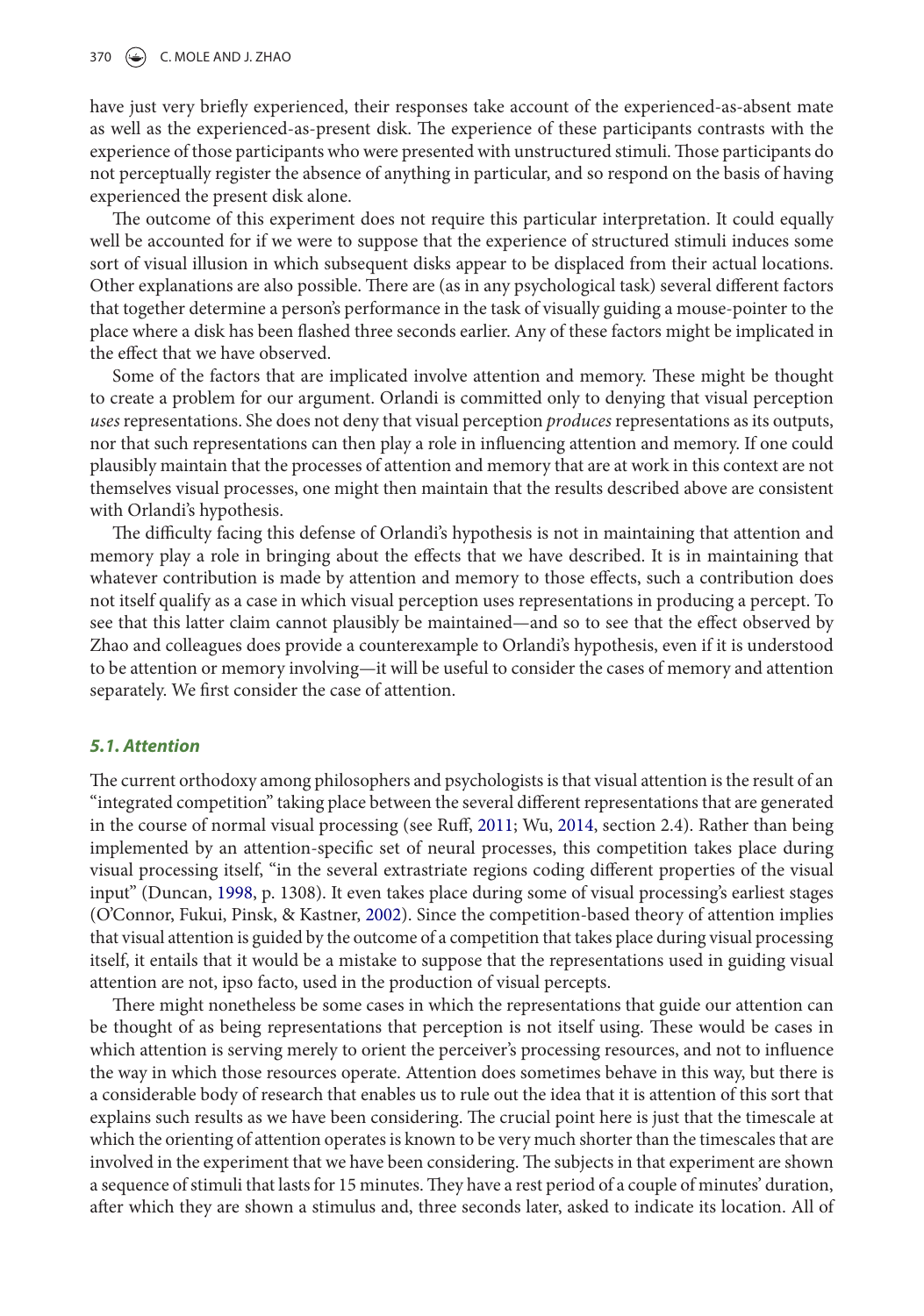have just very briefly experienced, their responses take account of the experienced-as-absent mate as well as the experienced-as-present disk. The experience of these participants contrasts with the experience of those participants who were presented with unstructured stimuli. Those participants do not perceptually register the absence of anything in particular, and so respond on the basis of having experienced the present disk alone.

The outcome of this experiment does not require this particular interpretation. It could equally well be accounted for if we were to suppose that the experience of structured stimuli induces some sort of visual illusion in which subsequent disks appear to be displaced from their actual locations. Other explanations are also possible. There are (as in any psychological task) several different factors that together determine a person's performance in the task of visually guiding a mouse-pointer to the place where a disk has been flashed three seconds earlier. Any of these factors might be implicated in the effect that we have observed.

Some of the factors that are implicated involve attention and memory. These might be thought to create a problem for our argument. Orlandi is committed only to denying that visual perception *uses* representations. She does not deny that visual perception *produces* representations as its outputs, nor that such representations can then play a role in influencing attention and memory. If one could plausibly maintain that the processes of attention and memory that are at work in this context are not themselves visual processes, one might then maintain that the results described above are consistent with Orlandi's hypothesis.

The difficulty facing this defense of Orlandi's hypothesis is not in maintaining that attention and memory play a role in bringing about the effects that we have described. It is in maintaining that whatever contribution is made by attention and memory to those effects, such a contribution does not itself qualify as a case in which visual perception uses representations in producing a percept. To see that this latter claim cannot plausibly be maintained—and so to see that the effect observed by Zhao and colleagues does provide a counterexample to Orlandi's hypothesis, even if it is understood to be attention or memory involving—it will be useful to consider the cases of memory and attention separately. We first consider the case of attention.

### *5.1. Attention*

The current orthodoxy among philosophers and psychologists is that visual attention is the result of an "integrated competition" taking place between the several different representations that are generated in the course of normal visual processing (see Ruff, 2011; Wu, 2014, section 2.4). Rather than being implemented by an attention-specific set of neural processes, this competition takes place during visual processing itself, "in the several extrastriate regions coding different properties of the visual input" (Duncan, 1998, p. 1308). It even takes place during some of visual processing's earliest stages (O'Connor, Fukui, Pinsk, & Kastner, 2002). Since the competition-based theory of attention implies that visual attention is guided by the outcome of a competition that takes place during visual processing itself, it entails that it would be a mistake to suppose that the representations used in guiding visual attention are not, ipso facto, used in the production of visual percepts.

There might nonetheless be some cases in which the representations that guide our attention can be thought of as being representations that perception is not itself using. These would be cases in which attention is serving merely to orient the perceiver's processing resources, and not to influence the way in which those resources operate. Attention does sometimes behave in this way, but there is a considerable body of research that enables us to rule out the idea that it is attention of this sort that explains such results as we have been considering. The crucial point here is just that the timescale at which the orienting of attention operates is known to be very much shorter than the timescales that are involved in the experiment that we have been considering. The subjects in that experiment are shown a sequence of stimuli that lasts for 15 minutes. They have a rest period of a couple of minutes' duration, after which they are shown a stimulus and, three seconds later, asked to indicate its location. All of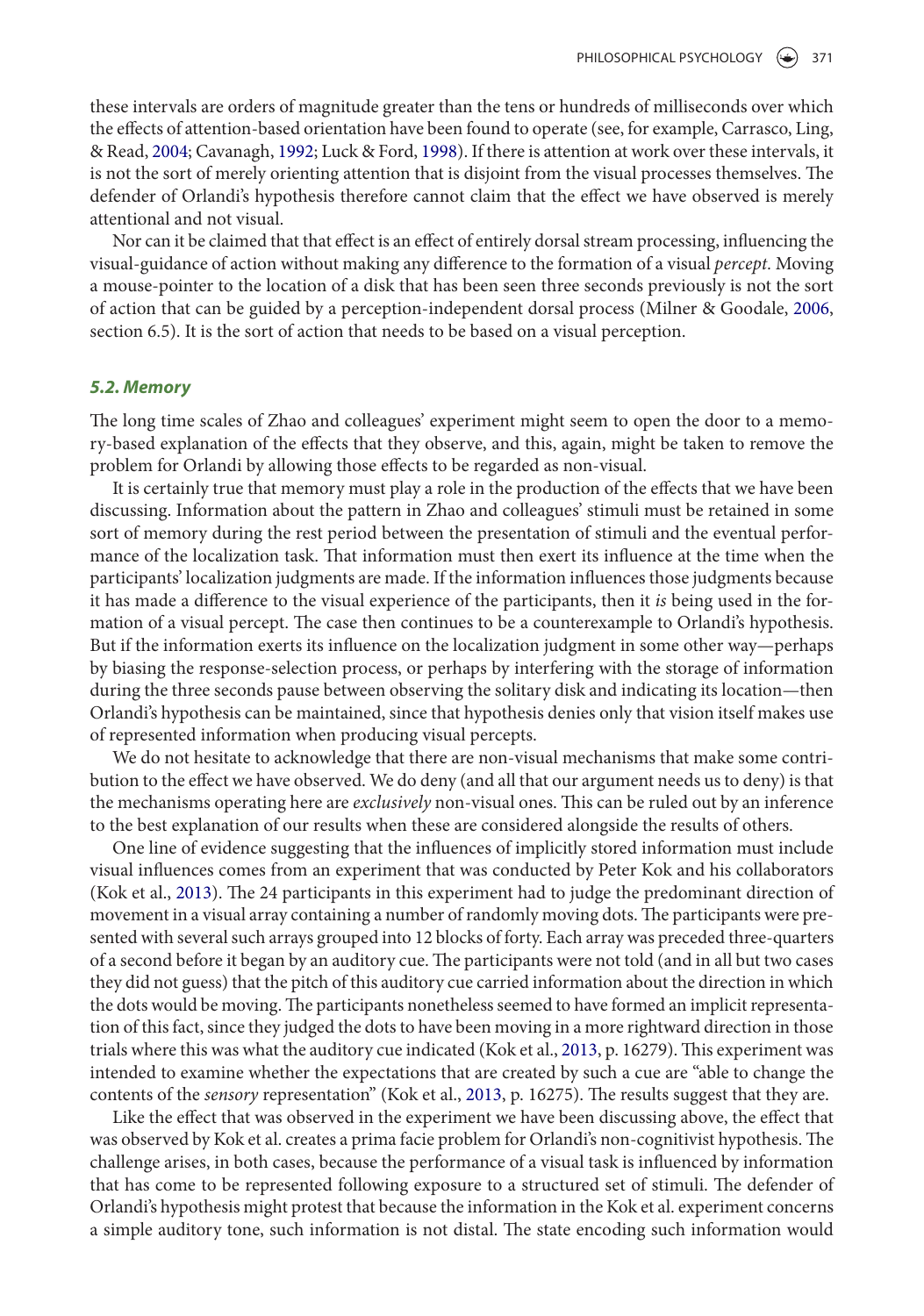these intervals are orders of magnitude greater than the tens or hundreds of milliseconds over which the effects of attention-based orientation have been found to operate (see, for example, Carrasco, Ling, & Read, 2004; Cavanagh, 1992; Luck & Ford, 1998). If there is attention at work over these intervals, it is not the sort of merely orienting attention that is disjoint from the visual processes themselves. The defender of Orlandi's hypothesis therefore cannot claim that the effect we have observed is merely attentional and not visual.

Nor can it be claimed that that effect is an effect of entirely dorsal stream processing, influencing the visual-guidance of action without making any difference to the formation of a visual *percept*. Moving a mouse-pointer to the location of a disk that has been seen three seconds previously is not the sort of action that can be guided by a perception-independent dorsal process (Milner & Goodale, 2006, section 6.5). It is the sort of action that needs to be based on a visual perception.

### 5.2. Memory

The long time scales of Zhao and colleagues' experiment might seem to open the door to a memory-based explanation of the effects that they observe, and this, again, might be taken to remove the problem for Orlandi by allowing those effects to be regarded as non-visual.

It is certainly true that memory must play a role in the production of the effects that we have been discussing. Information about the pattern in Zhao and colleagues' stimuli must be retained in some sort of memory during the rest period between the presentation of stimuli and the eventual performance of the localization task. That information must then exert its influence at the time when the participants' localization judgments are made. If the information influences those judgments because it has made a difference to the visual experience of the participants, then it *is* being used in the formation of a visual percept. The case then continues to be a counterexample to Orlandi's hypothesis. But if the information exerts its influence on the localization judgment in some other way—perhaps by biasing the response-selection process, or perhaps by interfering with the storage of information during the three seconds pause between observing the solitary disk and indicating its location—then Orlandi's hypothesis can be maintained, since that hypothesis denies only that vision itself makes use of represented information when producing visual percepts.

We do not hesitate to acknowledge that there are non-visual mechanisms that make some contribution to the effect we have observed. We do deny (and all that our argument needs us to deny) is that the mechanisms operating here are *exclusively* non-visual ones. This can be ruled out by an inference to the best explanation of our results when these are considered alongside the results of others.

One line of evidence suggesting that the influences of implicitly stored information must include visual influences comes from an experiment that was conducted by Peter Kok and his collaborators (Kok et al., 2013). The 24 participants in this experiment had to judge the predominant direction of movement in a visual array containing a number of randomly moving dots. The participants were presented with several such arrays grouped into 12 blocks of forty. Each array was preceded three-quarters of a second before it began by an auditory cue. The participants were not told (and in all but two cases they did not guess) that the pitch of this auditory cue carried information about the direction in which the dots would be moving. The participants nonetheless seemed to have formed an implicit representation of this fact, since they judged the dots to have been moving in a more rightward direction in those trials where this was what the auditory cue indicated (Kok et al., 2013, p. 16279). This experiment was intended to examine whether the expectations that are created by such a cue are "able to change the contents of the *sensory* representation" (Kok et al., 2013, p. 16275). The results suggest that they are.

Like the effect that was observed in the experiment we have been discussing above, the effect that was observed by Kok et al. creates a prima facie problem for Orlandi's non-cognitivist hypothesis. The challenge arises, in both cases, because the performance of a visual task is influenced by information that has come to be represented following exposure to a structured set of stimuli. The defender of Orlandi's hypothesis might protest that because the information in the Kok et al. experiment concerns a simple auditory tone, such information is not distal. The state encoding such information would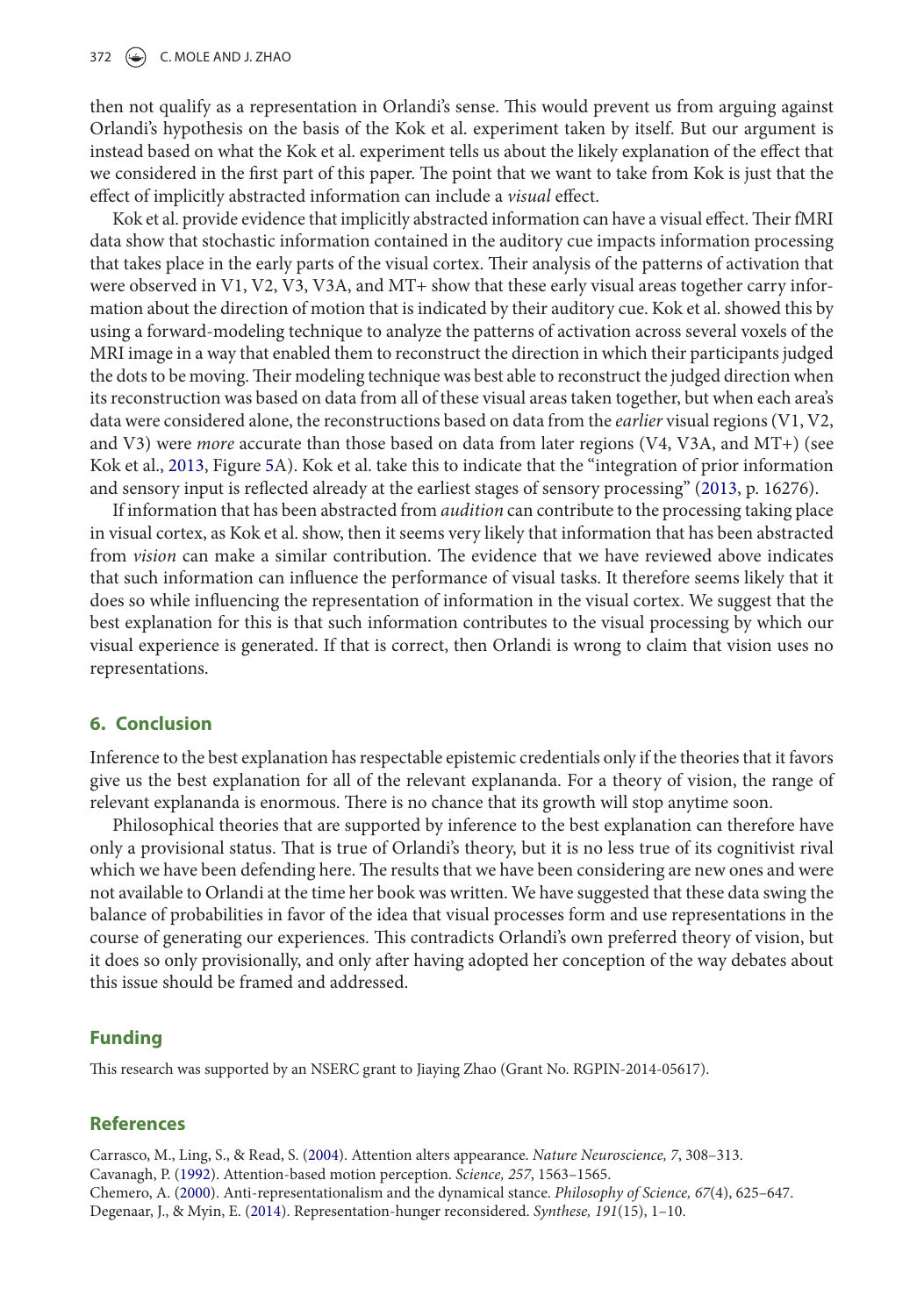then not qualify as a representation in Orlandi's sense. This would prevent us from arguing against Orlandi's hypothesis on the basis of the Kok et al. experiment taken by itself. But our argument is instead based on what the Kok et al. experiment tells us about the likely explanation of the effect that we considered in the first part of this paper. The point that we want to take from Kok is just that the effect of implicitly abstracted information can include a *visual* effect.

Kok et al. provide evidence that implicitly abstracted information can have a visual effect. Their fMRI data show that stochastic information contained in the auditory cue impacts information processing that takes place in the early parts of the visual cortex. Their analysis of the patterns of activation that were observed in V1, V2, V3, V3A, and MT+ show that these early visual areas together carry information about the direction of motion that is indicated by their auditory cue. Kok et al. showed this by using a forward-modeling technique to analyze the patterns of activation across several voxels of the MRI image in a way that enabled them to reconstruct the direction in which their participants judged the dots to be moving. Their modeling technique was best able to reconstruct the judged direction when its reconstruction was based on data from all of these visual areas taken together, but when each area's data were considered alone, the reconstructions based on data from the *earlier* visual regions (V1, V2, and V3) were *more* accurate than those based on data from later regions (V4, V3A, and MT+) (see Kok et al., 2013, Figure 5A). Kok et al. take this to indicate that the "integration of prior information and sensory input is reflected already at the earliest stages of sensory processing" (2013, p. 16276).

If information that has been abstracted from *audition* can contribute to the processing taking place in visual cortex, as Kok et al. show, then it seems very likely that information that has been abstracted from *vision* can make a similar contribution. The evidence that we have reviewed above indicates that such information can influence the performance of visual tasks. It therefore seems likely that it does so while influencing the representation of information in the visual cortex. We suggest that the best explanation for this is that such information contributes to the visual processing by which our visual experience is generated. If that is correct, then Orlandi is wrong to claim that vision uses no representations.

## 6. Conclusion

Inference to the best explanation has respectable epistemic credentials only if the theories that it favors give us the best explanation for all of the relevant explananda. For a theory of vision, the range of relevant explananda is enormous. There is no chance that its growth will stop anytime soon.

Philosophical theories that are supported by inference to the best explanation can therefore have only a provisional status. That is true of Orlandi's theory, but it is no less true of its cognitivist rival which we have been defending here. The results that we have been considering are new ones and were not available to Orlandi at the time her book was written. We have suggested that these data swing the balance of probabilities in favor of the idea that visual processes form and use representations in the course of generating our experiences. This contradicts Orlandi's own preferred theory of vision, but it does so only provisionally, and only after having adopted her conception of the way debates about this issue should be framed and addressed.

## Funding

This research was supported by an NSERC grant to Jiaying Zhao (Grant No. RGPIN-2014-05617).

## References

Carrasco, M., Ling, S., & Read, S. (2004). Attention alters appearance. *Nature Neuroscience, 7*, 308–313.

Cavanagh, P. (1992). Attention-based motion perception. *Science, 257*, 1563–1565.

Chemero, A. (2000). Anti-representationalism and the dynamical stance. *Philosophy of Science, 67*(4), 625–647.

Degenaar, J., & Myin, E. (2014). Representation-hunger reconsidered. *Synthese, 191*(15), 1–10.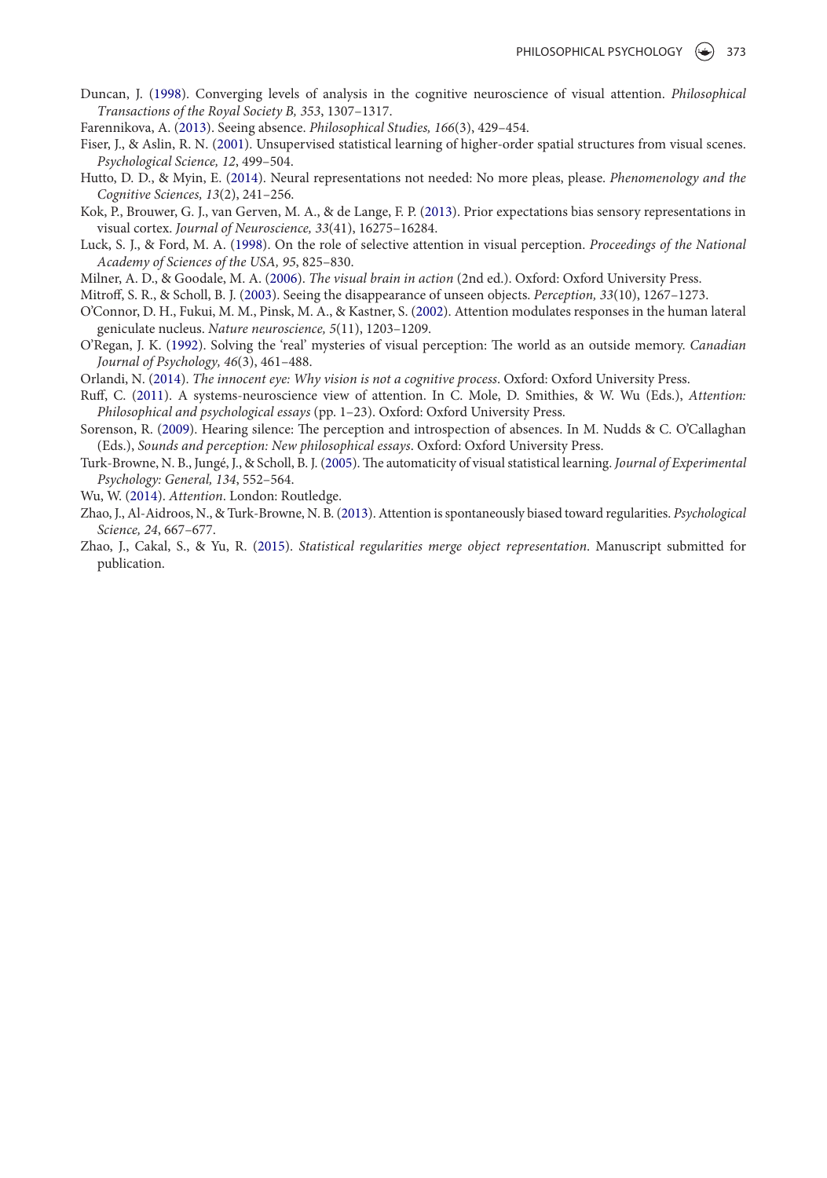Duncan, J. (1998). Converging levels of analysis in the cognitive neuroscience of visual attention. *Philosophical Transactions of the Royal Society B, 353*, 1307–1317.

Farennikova, A. (2013). Seeing absence. *Philosophical Studies, 166*(3), 429–454.

Fiser, J., & Aslin, R. N. (2001). Unsupervised statistical learning of higher-order spatial structures from visual scenes. *Psychological Science, 12*, 499–504.

Hutto, D. D., & Myin, E. (2014). Neural representations not needed: No more pleas, please. *Phenomenology and the Cognitive Sciences, 13*(2), 241–256.

Kok, P., Brouwer, G. J., van Gerven, M. A., & de Lange, F. P. (2013). Prior expectations bias sensory representations in visual cortex. *Journal of Neuroscience, 33*(41), 16275–16284.

Luck, S. J., & Ford, M. A. (1998). On the role of selective attention in visual perception. *Proceedings of the National Academy of Sciences of the USA, 95*, 825–830.

Milner, A. D., & Goodale, M. A. (2006). *The visual brain in action* (2nd ed.). Oxford: Oxford University Press.

Mitroff, S. R., & Scholl, B. J. (2003). Seeing the disappearance of unseen objects. *Perception, 33*(10), 1267–1273.

O'Connor, D. H., Fukui, M. M., Pinsk, M. A., & Kastner, S. (2002). Attention modulates responses in the human lateral geniculate nucleus. *Nature neuroscience, 5*(11), 1203–1209.

O'Regan, J. K. (1992). Solving the 'real' mysteries of visual perception: The world as an outside memory. *Canadian Journal of Psychology, 46*(3), 461–488.

Orlandi, N. (2014). *The innocent eye: Why vision is not a cognitive process*. Oxford: Oxford University Press.

Ruff, C. (2011). A systems-neuroscience view of attention. In C. Mole, D. Smithies, & W. Wu (Eds.), *Attention: Philosophical and psychological essays* (pp. 1–23). Oxford: Oxford University Press.

Sorenson, R. (2009). Hearing silence: The perception and introspection of absences. In M. Nudds & C. O'Callaghan (Eds.), *Sounds and perception: New philosophical essays*. Oxford: Oxford University Press.

Turk-Browne, N. B., Jungé, J., & Scholl, B. J. (2005). The automaticity of visual statistical learning. *Journal of Experimental Psychology: General, 134*, 552–564.

Wu, W. (2014). *Attention*. London: Routledge.

Zhao, J., Al-Aidroos, N., & Turk-Browne, N. B. (2013). Attention is spontaneously biased toward regularities. *Psychological Science, 24*, 667–677.

Zhao, J., Cakal, S., & Yu, R. (2015). *Statistical regularities merge object representation*. Manuscript submitted for publication.